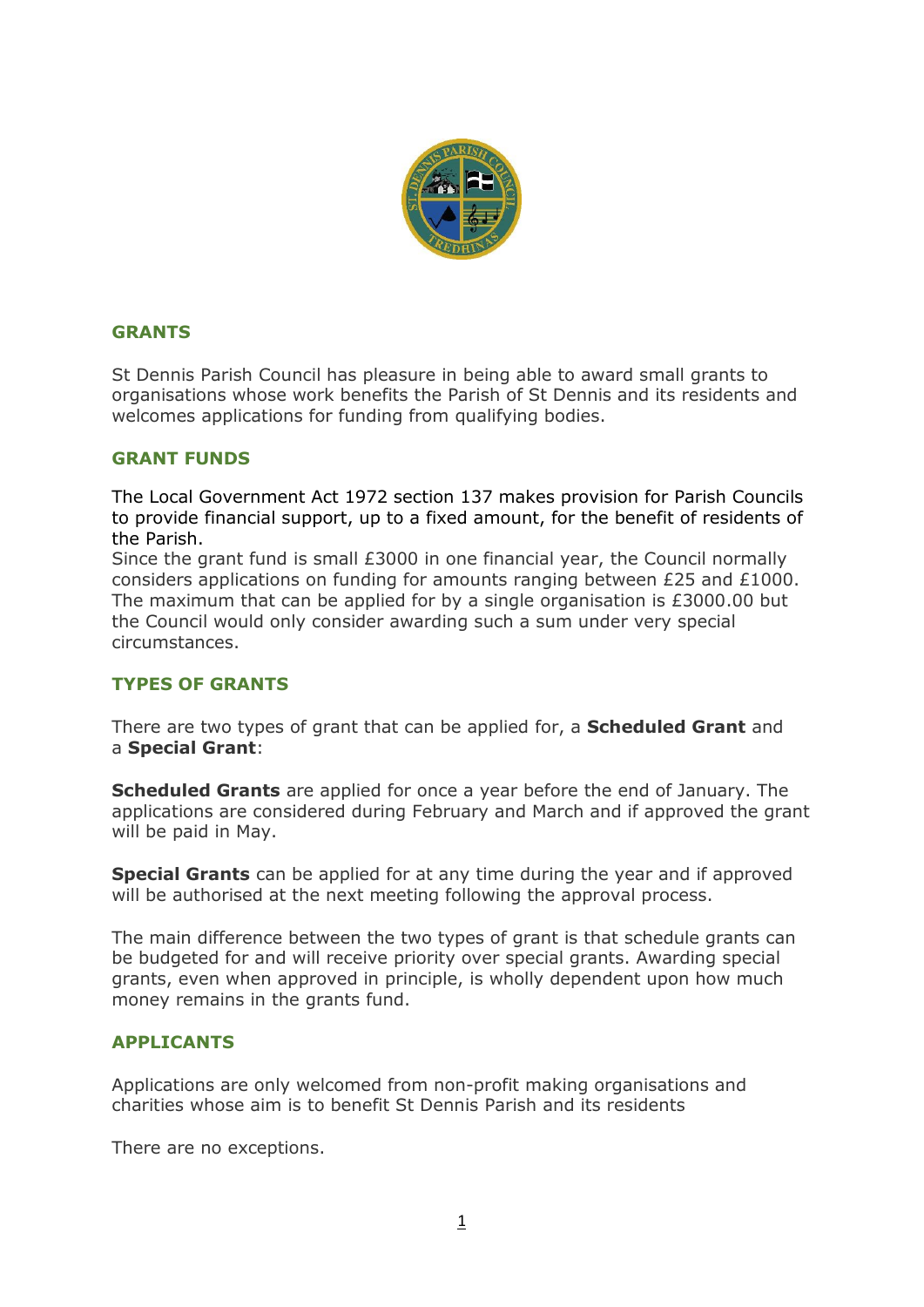## GRANTS

St Dennis Parish Council has pleasure in being able to award small grants to organisations whose work benefits the Parish of St Dennis and its residents and welcomes applications for funding from qualifying bodies.

## GRANT FUNDS

The Local Government Act 1972 section 137 makes provision for Parish Councils to provide financial support, up to a fixed amount, for the benefit of residents of the Parish.

Since the grant fund is small £3000 in one financial year, the Council normally considers applications on funding for amounts ranging between £25 and £1000. The maximum that can be applied for by a single organisation is £3000.00 but the Council would only consider awarding such a sum under very special circumstances.

## TYPES OF GRANTS

There are two types of grant that can be applied for, a **Scheduled Grant** and a **Special Grant**:

**Scheduled Grants** are applied for once a year before the end of January. The applications are considered during February and March and if approved the grant will be paid in May.

**Special Grants** can be applied for at any time during the year and if approved will be authorised at the next meeting following the approval process.

The main difference between the two types of grant is that schedule grants can be budgeted for and will receive priority over special grants. Awarding special grants, even when approved in principle, is wholly dependent upon how much money remains in the grants fund.

## APPLICANTS

Applications are only welcomed from non-profit making organisations and charities whose aim is to benefit St Dennis Parish and its residents

There are no exceptions.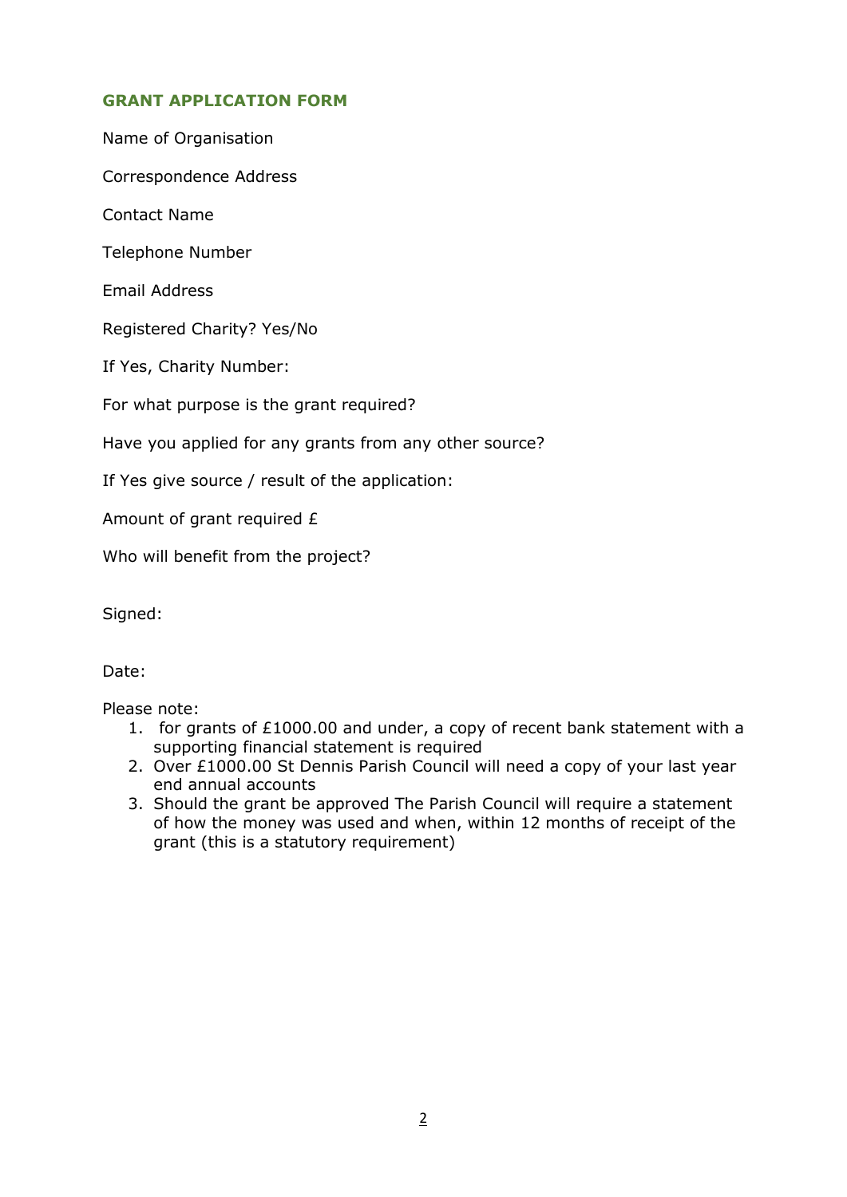## GRANT APPLICATION FORM

Name of Organisation

Correspondence Address

Contact Name

Telephone Number

Email Address

Registered Charity? Yes/No

If Yes, Charity Number:

For what purpose is the grant required?

Have you applied for any grants from any other source?

If Yes give source / result of the application:

Amount of grant required £

Who will benefit from the project?

Signed:

Date:

Please note:

1. for grants of £1000.00 and under, a copy of recent bank statement with a supporting financial statement is required
2. Over £1000.00 St Dennis Parish Council will need a copy of your last year end annual accounts
3. Should the grant be approved The Parish Council will require a statement of how the money was used and when, within 12 months of receipt of the grant (this is a statutory requirement)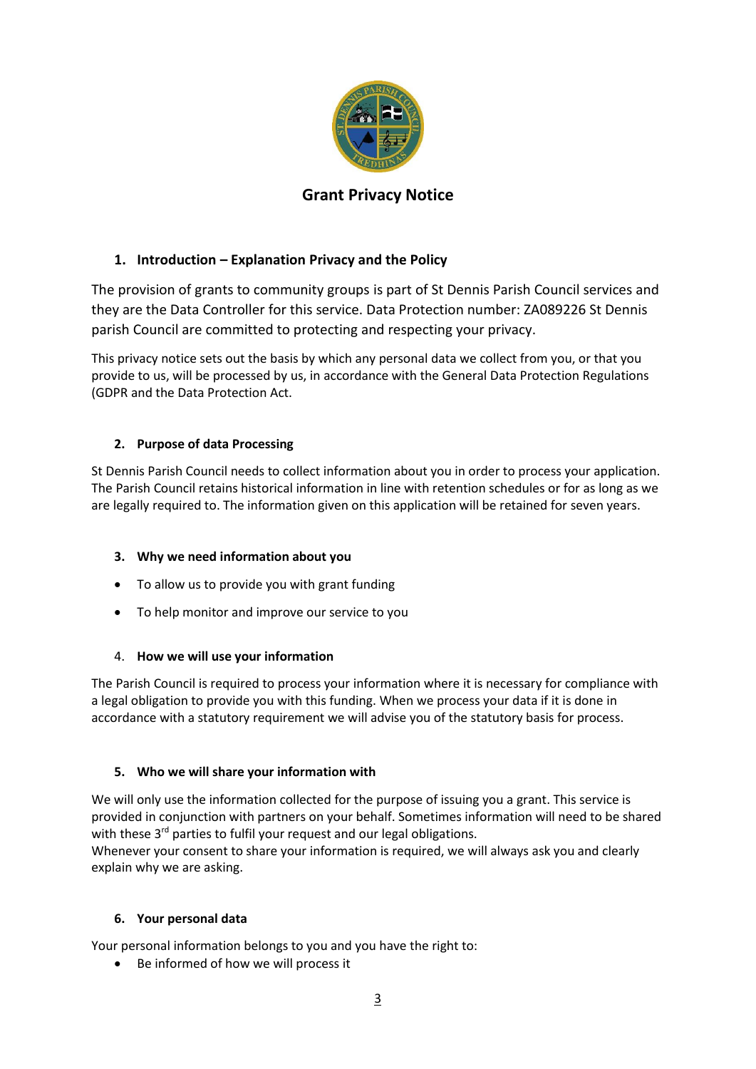# Grant Privacy Notice

## 1. Introduction – Explanation Privacy and the Policy

The provision of grants to community groups is part of St Dennis Parish Council services and they are the Data Controller for this service. Data Protection number: ZA089226 St Dennis parish Council are committed to protecting and respecting your privacy.

This privacy notice sets out the basis by which any personal data we collect from you, or that you provide to us, will be processed by us, in accordance with the General Data Protection Regulations (GDPR and the Data Protection Act.

## 2. Purpose of data Processing

St Dennis Parish Council needs to collect information about you in order to process your application. The Parish Council retains historical information in line with retention schedules or for as long as we are legally required to. The information given on this application will be retained for seven years.

## 3. Why we need information about you

- To allow us to provide you with grant funding
- To help monitor and improve our service to you

## 4. How we will use your information

The Parish Council is required to process your information where it is necessary for compliance with a legal obligation to provide you with this funding. When we process your data if it is done in accordance with a statutory requirement we will advise you of the statutory basis for process.

## 5. Who we will share your information with

We will only use the information collected for the purpose of issuing you a grant. This service is provided in conjunction with partners on your behalf. Sometimes information will need to be shared with these 3rd parties to fulfil your request and our legal obligations.
Whenever your consent to share your information is required, we will always ask you and clearly explain why we are asking.

## 6. Your personal data

Your personal information belongs to you and you have the right to:

- Be informed of how we will process it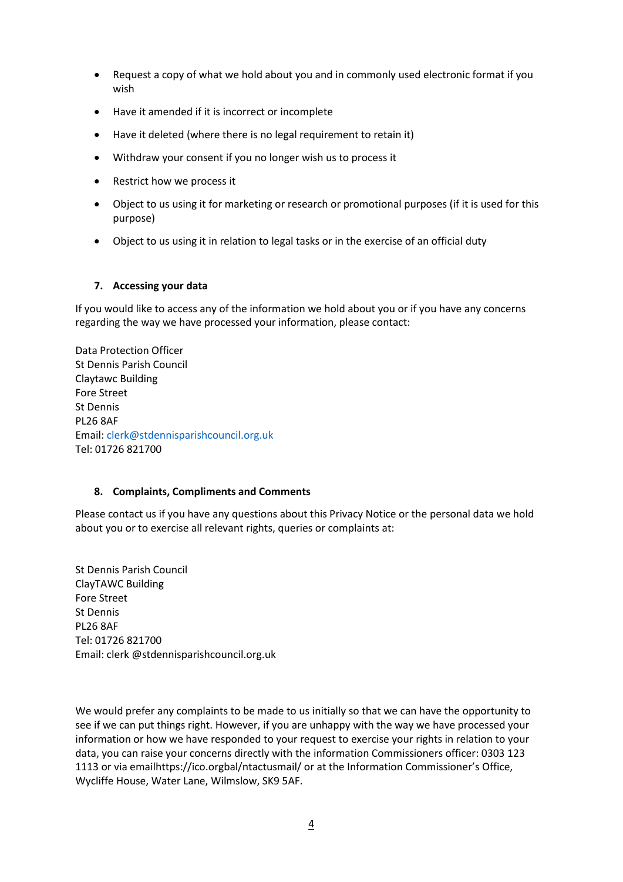- Request a copy of what we hold about you and in commonly used electronic format if you wish
- Have it amended if it is incorrect or incomplete
- Have it deleted (where there is no legal requirement to retain it)
- Withdraw your consent if you no longer wish us to process it
- Restrict how we process it
- Object to us using it for marketing or research or promotional purposes (if it is used for this purpose)
- Object to us using it in relation to legal tasks or in the exercise of an official duty

## 7. Accessing your data

If you would like to access any of the information we hold about you or if you have any concerns regarding the way we have processed your information, please contact:

Data Protection Officer
St Dennis Parish Council
Claytawc Building
Fore Street
St Dennis
PL26 8AF
Email: clerk@stdennisparishcouncil.org.uk
Tel: 01726 821700

## 8. Complaints, Compliments and Comments

Please contact us if you have any questions about this Privacy Notice or the personal data we hold about you or to exercise all relevant rights, queries or complaints at:

St Dennis Parish Council
ClayTAWC Building
Fore Street
St Dennis
PL26 8AF
Tel: 01726 821700
Email: clerk @stdennisparishcouncil.org.uk

We would prefer any complaints to be made to us initially so that we can have the opportunity to see if we can put things right. However, if you are unhappy with the way we have processed your information or how we have responded to your request to exercise your rights in relation to your data, you can raise your concerns directly with the information Commissioners officer: 0303 123 1113 or via emailhttps://ico.orgbal/ntactusmail/ or at the Information Commissioner's Office, Wycliffe House, Water Lane, Wilmslow, SK9 5AF.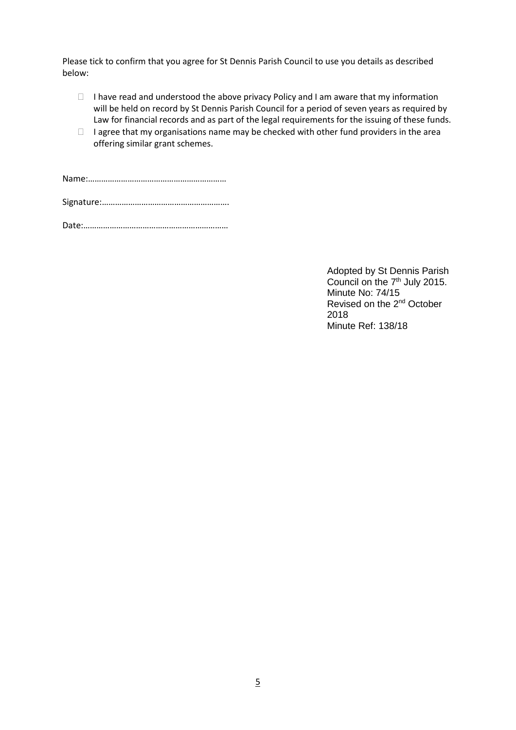Please tick to confirm that you agree for St Dennis Parish Council to use you details as described below:

- ☐ I have read and understood the above privacy Policy and I am aware that my information will be held on record by St Dennis Parish Council for a period of seven years as required by Law for financial records and as part of the legal requirements for the issuing of these funds.
- ☐ I agree that my organisations name may be checked with other fund providers in the area offering similar grant schemes.

Name:………………………………………………………

Signature:………………………………………………….

Date:…………………………………………………………

Adopted by St Dennis Parish Council on the 7th July 2015.
Minute No: 74/15
Revised on the 2nd October 2018
Minute Ref: 138/18